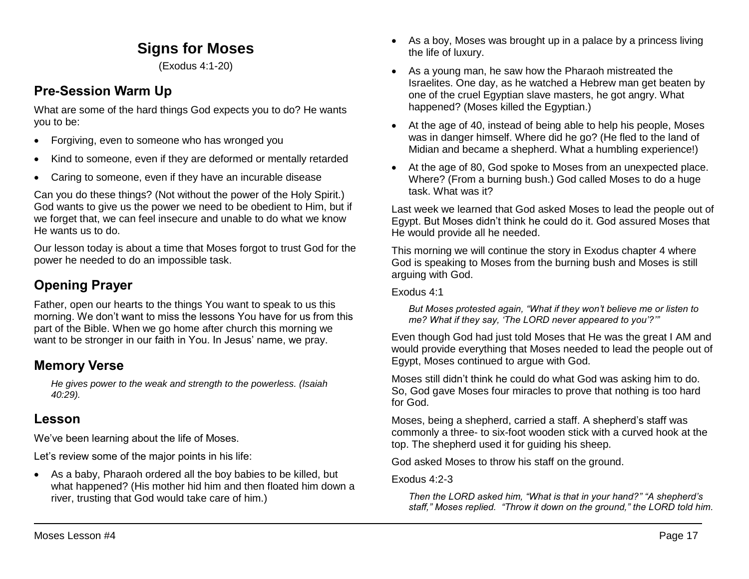# Signs for Moses

(Exodus 4:1-20)

## Pre-Session Warm Up

What are some of the hard things God expects you to do? He wants you to be:

- Forgiving, even to someone who has wronged you
- Kind to someone, even if they are deformed or mentally retarded
- Caring to someone, even if they have an incurable disease

Can you do these things? (Not without the power of the Holy Spirit.) God wants to give us the power we need to be obedient to Him, but if we forget that, we can feel insecure and unable to do what we know He wants us to do.

Our lesson today is about a time that Moses forgot to trust God for the power he needed to do an impossible task.

## Opening Prayer

Father, open our hearts to the things You want to speak to us this morning. We don't want to miss the lessons You have for us from this part of the Bible. When we go home after church this morning we want to be stronger in our faith in You. In Jesus' name, we pray.

## Memory Verse

> *He gives power to the weak and strength to the powerless. (Isaiah 40:29).*

## Lesson

We've been learning about the life of Moses.

Let's review some of the major points in his life:

- As a baby, Pharaoh ordered all the boy babies to be killed, but what happened? (His mother hid him and then floated him down a river, trusting that God would take care of him.)
- As a boy, Moses was brought up in a palace by a princess living the life of luxury.
- As a young man, he saw how the Pharaoh mistreated the Israelites. One day, as he watched a Hebrew man get beaten by one of the cruel Egyptian slave masters, he got angry. What happened? (Moses killed the Egyptian.)
- At the age of 40, instead of being able to help his people, Moses was in danger himself. Where did he go? (He fled to the land of Midian and became a shepherd. What a humbling experience!)
- At the age of 80, God spoke to Moses from an unexpected place. Where? (From a burning bush.) God called Moses to do a huge task. What was it?

Last week we learned that God asked Moses to lead the people out of Egypt. But Moses didn't think he could do it. God assured Moses that He would provide all he needed.

This morning we will continue the story in Exodus chapter 4 where God is speaking to Moses from the burning bush and Moses is still arguing with God.

Exodus 4:1

> *But Moses protested again, "What if they won't believe me or listen to me? What if they say, 'The LORD never appeared to you'?'"*

Even though God had just told Moses that He was the great I AM and would provide everything that Moses needed to lead the people out of Egypt, Moses continued to argue with God.

Moses still didn't think he could do what God was asking him to do. So, God gave Moses four miracles to prove that nothing is too hard for God.

Moses, being a shepherd, carried a staff. A shepherd's staff was commonly a three- to six-foot wooden stick with a curved hook at the top. The shepherd used it for guiding his sheep.

God asked Moses to throw his staff on the ground.

Exodus 4:2-3

> *Then the LORD asked him, "What is that in your hand?" "A shepherd's staff," Moses replied. "Throw it down on the ground," the LORD told him.*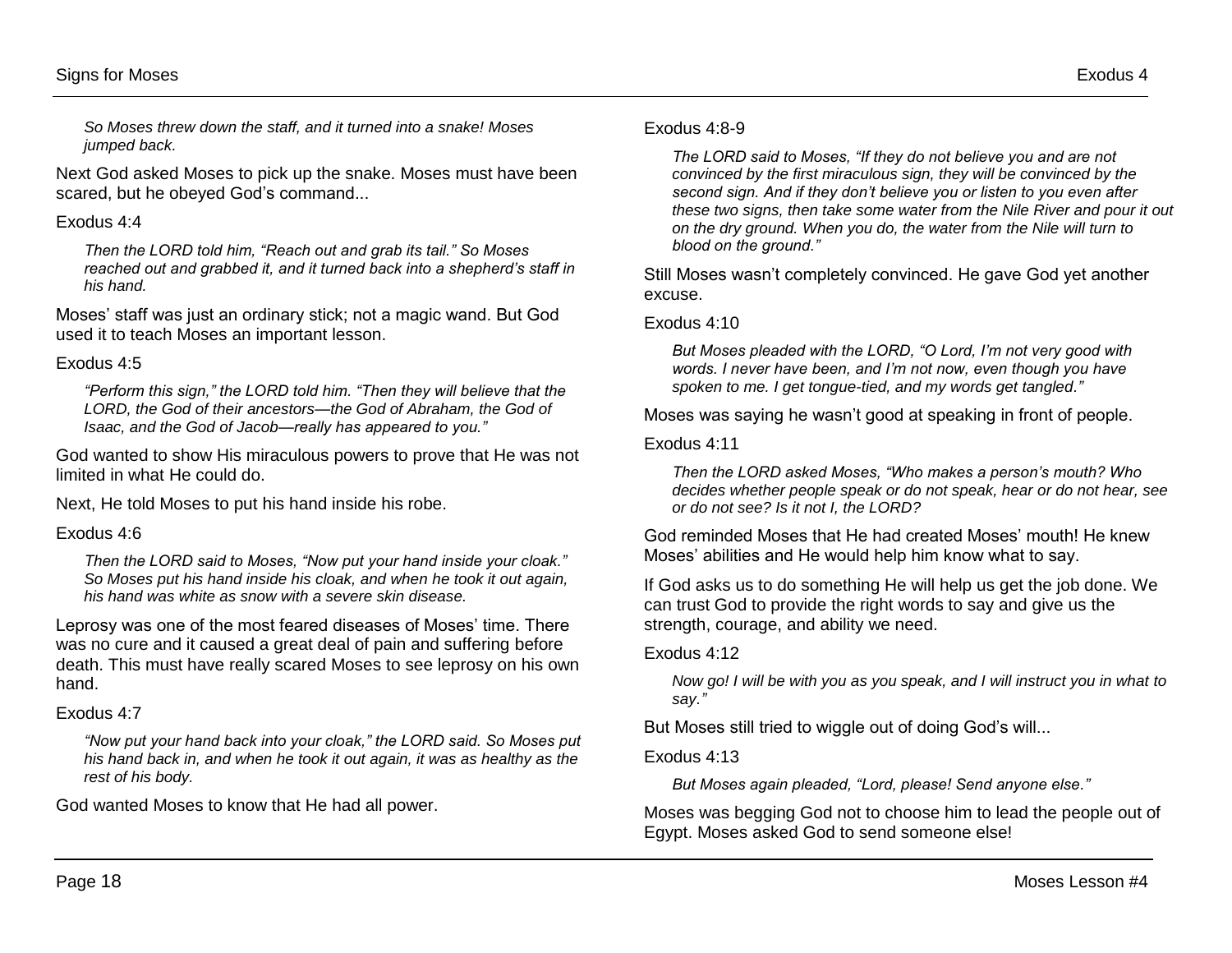*So Moses threw down the staff, and it turned into a snake! Moses jumped back.*

Next God asked Moses to pick up the snake. Moses must have been scared, but he obeyed God's command...

Exodus 4:4

> *Then the LORD told him, "Reach out and grab its tail." So Moses reached out and grabbed it, and it turned back into a shepherd's staff in his hand.*

Moses' staff was just an ordinary stick; not a magic wand. But God used it to teach Moses an important lesson.

Exodus 4:5

> *"Perform this sign," the LORD told him. "Then they will believe that the LORD, the God of their ancestors—the God of Abraham, the God of Isaac, and the God of Jacob—really has appeared to you."*

God wanted to show His miraculous powers to prove that He was not limited in what He could do.

Next, He told Moses to put his hand inside his robe.

Exodus 4:6

> *Then the LORD said to Moses, "Now put your hand inside your cloak." So Moses put his hand inside his cloak, and when he took it out again, his hand was white as snow with a severe skin disease.*

Leprosy was one of the most feared diseases of Moses' time. There was no cure and it caused a great deal of pain and suffering before death. This must have really scared Moses to see leprosy on his own hand.

Exodus 4:7

> *"Now put your hand back into your cloak," the LORD said. So Moses put his hand back in, and when he took it out again, it was as healthy as the rest of his body.*

God wanted Moses to know that He had all power.

Exodus 4:8-9

> *The LORD said to Moses, "If they do not believe you and are not convinced by the first miraculous sign, they will be convinced by the second sign. And if they don't believe you or listen to you even after these two signs, then take some water from the Nile River and pour it out on the dry ground. When you do, the water from the Nile will turn to blood on the ground."*

Still Moses wasn't completely convinced. He gave God yet another excuse.

Exodus 4:10

> *But Moses pleaded with the LORD, "O Lord, I'm not very good with words. I never have been, and I'm not now, even though you have spoken to me. I get tongue-tied, and my words get tangled."*

Moses was saying he wasn't good at speaking in front of people.

Exodus 4:11

> *Then the LORD asked Moses, "Who makes a person's mouth? Who decides whether people speak or do not speak, hear or do not hear, see or do not see? Is it not I, the LORD?*

God reminded Moses that He had created Moses' mouth! He knew Moses' abilities and He would help him know what to say.

If God asks us to do something He will help us get the job done. We can trust God to provide the right words to say and give us the strength, courage, and ability we need.

Exodus 4:12

> *Now go! I will be with you as you speak, and I will instruct you in what to say."*

But Moses still tried to wiggle out of doing God's will...

Exodus 4:13

> *But Moses again pleaded, "Lord, please! Send anyone else."*

Moses was begging God not to choose him to lead the people out of Egypt. Moses asked God to send someone else!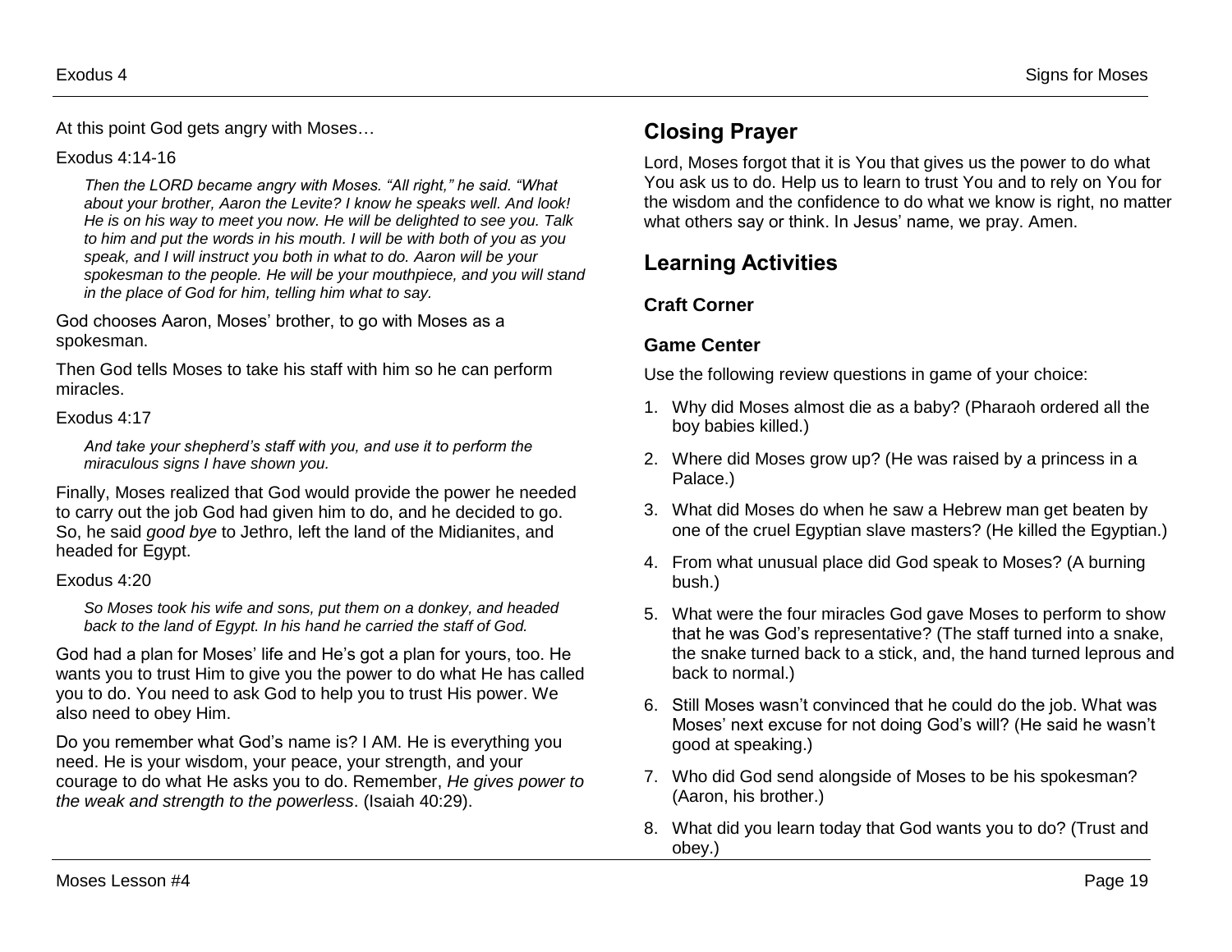At this point God gets angry with Moses…

Exodus 4:14-16

> *Then the LORD became angry with Moses. "All right," he said. "What about your brother, Aaron the Levite? I know he speaks well. And look! He is on his way to meet you now. He will be delighted to see you. Talk to him and put the words in his mouth. I will be with both of you as you speak, and I will instruct you both in what to do. Aaron will be your spokesman to the people. He will be your mouthpiece, and you will stand in the place of God for him, telling him what to say.*

God chooses Aaron, Moses' brother, to go with Moses as a spokesman.

Then God tells Moses to take his staff with him so he can perform miracles.

Exodus 4:17

> *And take your shepherd's staff with you, and use it to perform the miraculous signs I have shown you.*

Finally, Moses realized that God would provide the power he needed to carry out the job God had given him to do, and he decided to go. So, he said *good bye* to Jethro, left the land of the Midianites, and headed for Egypt.

Exodus 4:20

> *So Moses took his wife and sons, put them on a donkey, and headed back to the land of Egypt. In his hand he carried the staff of God.*

God had a plan for Moses' life and He's got a plan for yours, too. He wants you to trust Him to give you the power to do what He has called you to do. You need to ask God to help you to trust His power. We also need to obey Him.

Do you remember what God's name is? I AM. He is everything you need. He is your wisdom, your peace, your strength, and your courage to do what He asks you to do. Remember, *He gives power to the weak and strength to the powerless*. (Isaiah 40:29).

## Closing Prayer

Lord, Moses forgot that it is You that gives us the power to do what You ask us to do. Help us to learn to trust You and to rely on You for the wisdom and the confidence to do what we know is right, no matter what others say or think. In Jesus' name, we pray. Amen.

## Learning Activities

### Craft Corner

### Game Center

Use the following review questions in game of your choice:

1. Why did Moses almost die as a baby? (Pharaoh ordered all the boy babies killed.)
2. Where did Moses grow up? (He was raised by a princess in a Palace.)
3. What did Moses do when he saw a Hebrew man get beaten by one of the cruel Egyptian slave masters? (He killed the Egyptian.)
4. From what unusual place did God speak to Moses? (A burning bush.)
5. What were the four miracles God gave Moses to perform to show that he was God's representative? (The staff turned into a snake, the snake turned back to a stick, and, the hand turned leprous and back to normal.)
6. Still Moses wasn't convinced that he could do the job. What was Moses' next excuse for not doing God's will? (He said he wasn't good at speaking.)
7. Who did God send alongside of Moses to be his spokesman? (Aaron, his brother.)
8. What did you learn today that God wants you to do? (Trust and obey.)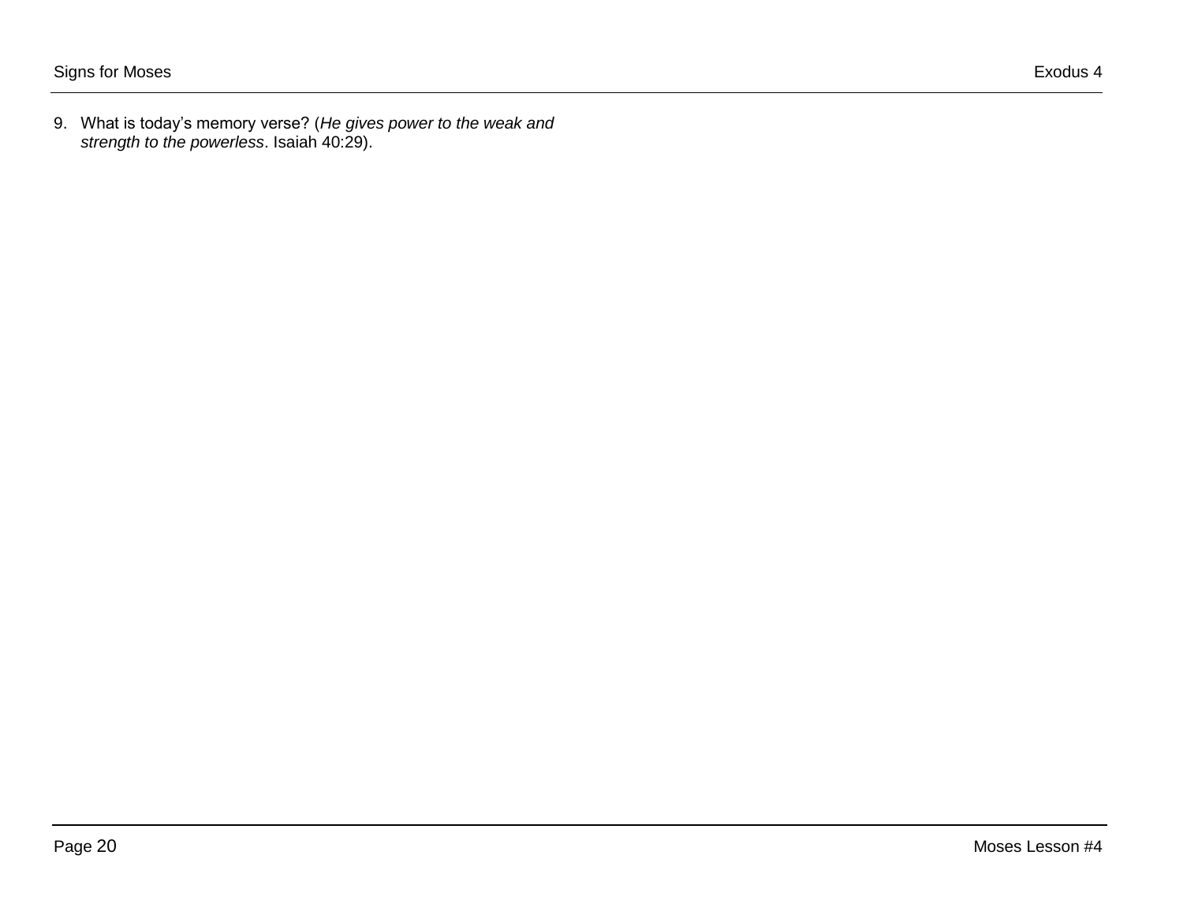9. What is today's memory verse? (*He gives power to the weak and strength to the powerless*. Isaiah 40:29).